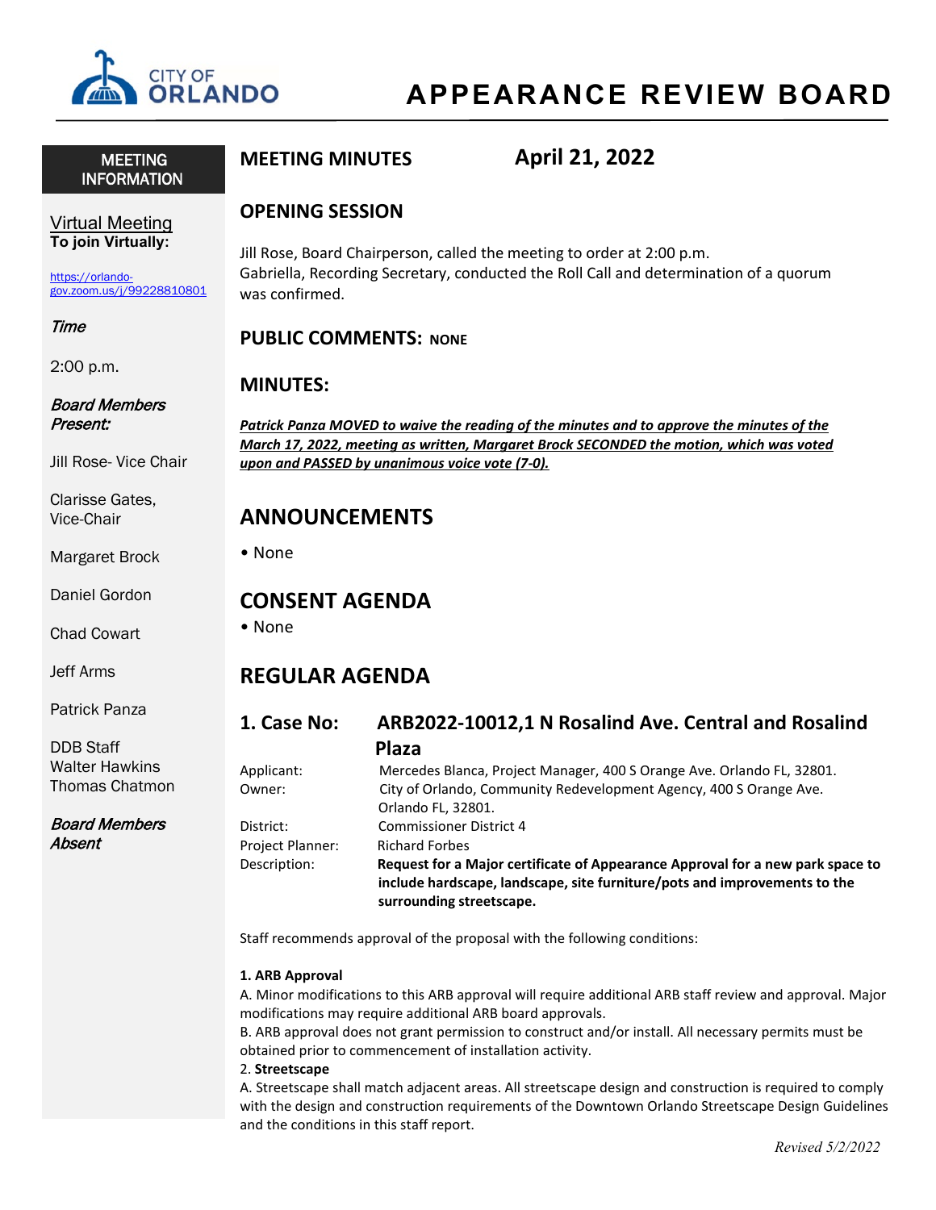# APPEARANCE REVIEW BOARD

## MEETING INFORMATION

Virtual Meeting
**To join Virtually:**

https://orlando-gov.zoom.us/j/99228810801

*Time*

2:00 p.m.

*Board Members Present:*

Jill Rose- Vice Chair

Clarisse Gates, Vice-Chair

Margaret Brock

Daniel Gordon

Chad Cowart

Jeff Arms

Patrick Panza

DDB Staff
Walter Hawkins
Thomas Chatmon

*Board Members Absent*

## MEETING MINUTES April 21, 2022

## OPENING SESSION

Jill Rose, Board Chairperson, called the meeting to order at 2:00 p.m.
Gabriella, Recording Secretary, conducted the Roll Call and determination of a quorum was confirmed.

## PUBLIC COMMENTS: NONE

## MINUTES:

***Patrick Panza MOVED to waive the reading of the minutes and to approve the minutes of the March 17, 2022, meeting as written, Margaret Brock SECONDED the motion, which was voted upon and PASSED by unanimous voice vote (7-0).***

## ANNOUNCEMENTS

- None

## CONSENT AGENDA

- None

## REGULAR AGENDA

### 1. Case No: ARB2022-10012,1 N Rosalind Ave. Central and Rosalind Plaza

Applicant: Mercedes Blanca, Project Manager, 400 S Orange Ave. Orlando FL, 32801.
Owner: City of Orlando, Community Redevelopment Agency, 400 S Orange Ave. Orlando FL, 32801.
District: Commissioner District 4
Project Planner: Richard Forbes
Description: **Request for a Major certificate of Appearance Approval for a new park space to include hardscape, landscape, site furniture/pots and improvements to the surrounding streetscape.**

Staff recommends approval of the proposal with the following conditions:

**1. ARB Approval**
A. Minor modifications to this ARB approval will require additional ARB staff review and approval. Major modifications may require additional ARB board approvals.
B. ARB approval does not grant permission to construct and/or install. All necessary permits must be obtained prior to commencement of installation activity.
2. **Streetscape**
A. Streetscape shall match adjacent areas. All streetscape design and construction is required to comply with the design and construction requirements of the Downtown Orlando Streetscape Design Guidelines and the conditions in this staff report.

*Revised 5/2/2022*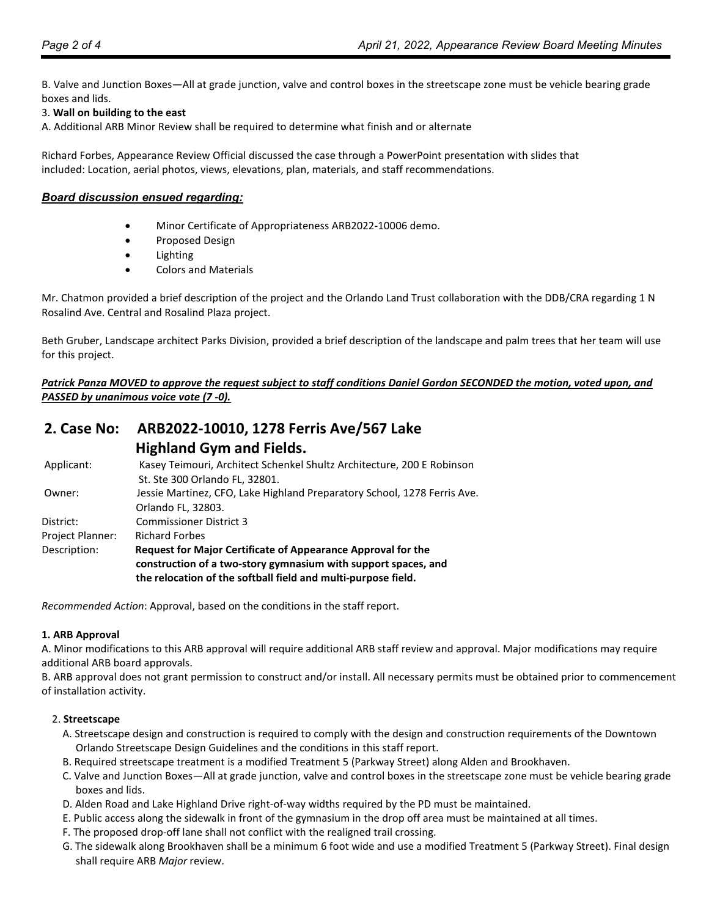B. Valve and Junction Boxes—All at grade junction, valve and control boxes in the streetscape zone must be vehicle bearing grade boxes and lids.

3. **Wall on building to the east**

A. Additional ARB Minor Review shall be required to determine what finish and or alternate

Richard Forbes, Appearance Review Official discussed the case through a PowerPoint presentation with slides that included: Location, aerial photos, views, elevations, plan, materials, and staff recommendations.

***Board discussion ensued regarding:***

- Minor Certificate of Appropriateness ARB2022-10006 demo.
- Proposed Design
- Lighting
- Colors and Materials

Mr. Chatmon provided a brief description of the project and the Orlando Land Trust collaboration with the DDB/CRA regarding 1 N Rosalind Ave. Central and Rosalind Plaza project.

Beth Gruber, Landscape architect Parks Division, provided a brief description of the landscape and palm trees that her team will use for this project.

***Patrick Panza MOVED to approve the request subject to staff conditions Daniel Gordon SECONDED the motion, voted upon, and PASSED by unanimous voice vote (7 -0).***

## 2. Case No: ARB2022-10010, 1278 Ferris Ave/567 Lake Highland Gym and Fields.

Applicant: Kasey Teimouri, Architect Schenkel Shultz Architecture, 200 E Robinson St. Ste 300 Orlando FL, 32801.

Owner: Jessie Martinez, CFO, Lake Highland Preparatory School, 1278 Ferris Ave. Orlando FL, 32803.

District: Commissioner District 3

Project Planner: Richard Forbes

Description: **Request for Major Certificate of Appearance Approval for the construction of a two-story gymnasium with support spaces, and the relocation of the softball field and multi-purpose field.**

*Recommended Action*: Approval, based on the conditions in the staff report.

**1. ARB Approval**

A. Minor modifications to this ARB approval will require additional ARB staff review and approval. Major modifications may require additional ARB board approvals.

B. ARB approval does not grant permission to construct and/or install. All necessary permits must be obtained prior to commencement of installation activity.

2. **Streetscape**

A. Streetscape design and construction is required to comply with the design and construction requirements of the Downtown Orlando Streetscape Design Guidelines and the conditions in this staff report.

B. Required streetscape treatment is a modified Treatment 5 (Parkway Street) along Alden and Brookhaven.

C. Valve and Junction Boxes—All at grade junction, valve and control boxes in the streetscape zone must be vehicle bearing grade boxes and lids.

D. Alden Road and Lake Highland Drive right-of-way widths required by the PD must be maintained.

E. Public access along the sidewalk in front of the gymnasium in the drop off area must be maintained at all times.

F. The proposed drop-off lane shall not conflict with the realigned trail crossing.

G. The sidewalk along Brookhaven shall be a minimum 6 foot wide and use a modified Treatment 5 (Parkway Street). Final design shall require ARB *Major* review.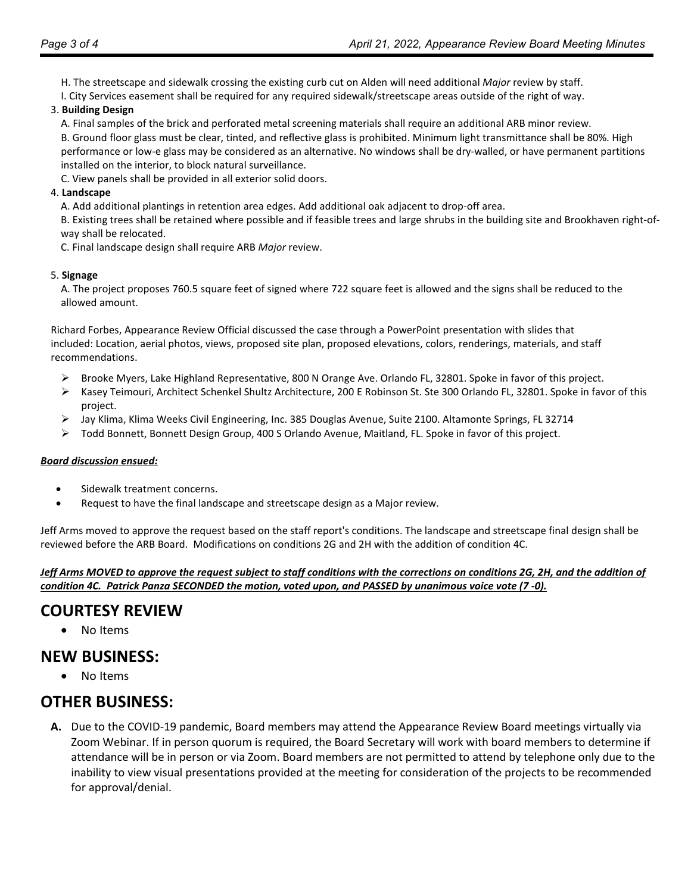H. The streetscape and sidewalk crossing the existing curb cut on Alden will need additional *Major* review by staff.
I. City Services easement shall be required for any required sidewalk/streetscape areas outside of the right of way.

3. **Building Design**
   A. Final samples of the brick and perforated metal screening materials shall require an additional ARB minor review.
   B. Ground floor glass must be clear, tinted, and reflective glass is prohibited. Minimum light transmittance shall be 80%. High performance or low-e glass may be considered as an alternative. No windows shall be dry-walled, or have permanent partitions installed on the interior, to block natural surveillance.
   C. View panels shall be provided in all exterior solid doors.
4. **Landscape**
   A. Add additional plantings in retention area edges. Add additional oak adjacent to drop-off area.
   B. Existing trees shall be retained where possible and if feasible trees and large shrubs in the building site and Brookhaven right-of-way shall be relocated.
   C. Final landscape design shall require ARB *Major* review.

5. **Signage**
   A. The project proposes 760.5 square feet of signed where 722 square feet is allowed and the signs shall be reduced to the allowed amount.

Richard Forbes, Appearance Review Official discussed the case through a PowerPoint presentation with slides that included: Location, aerial photos, views, proposed site plan, proposed elevations, colors, renderings, materials, and staff recommendations.

- Brooke Myers, Lake Highland Representative, 800 N Orange Ave. Orlando FL, 32801. Spoke in favor of this project.
- Kasey Teimouri, Architect Schenkel Shultz Architecture, 200 E Robinson St. Ste 300 Orlando FL, 32801. Spoke in favor of this project.
- Jay Klima, Klima Weeks Civil Engineering, Inc. 385 Douglas Avenue, Suite 2100. Altamonte Springs, FL 32714
- Todd Bonnett, Bonnett Design Group, 400 S Orlando Avenue, Maitland, FL. Spoke in favor of this project.

***Board discussion ensued:***

- Sidewalk treatment concerns.
- Request to have the final landscape and streetscape design as a Major review.

Jeff Arms moved to approve the request based on the staff report's conditions. The landscape and streetscape final design shall be reviewed before the ARB Board. Modifications on conditions 2G and 2H with the addition of condition 4C.

***Jeff Arms MOVED to approve the request subject to staff conditions with the corrections on conditions 2G, 2H, and the addition of condition 4C. Patrick Panza SECONDED the motion, voted upon, and PASSED by unanimous voice vote (7 -0).***

## COURTESY REVIEW

- No Items

## NEW BUSINESS:

- No Items

## OTHER BUSINESS:

**A.** Due to the COVID-19 pandemic, Board members may attend the Appearance Review Board meetings virtually via Zoom Webinar. If in person quorum is required, the Board Secretary will work with board members to determine if attendance will be in person or via Zoom. Board members are not permitted to attend by telephone only due to the inability to view visual presentations provided at the meeting for consideration of the projects to be recommended for approval/denial.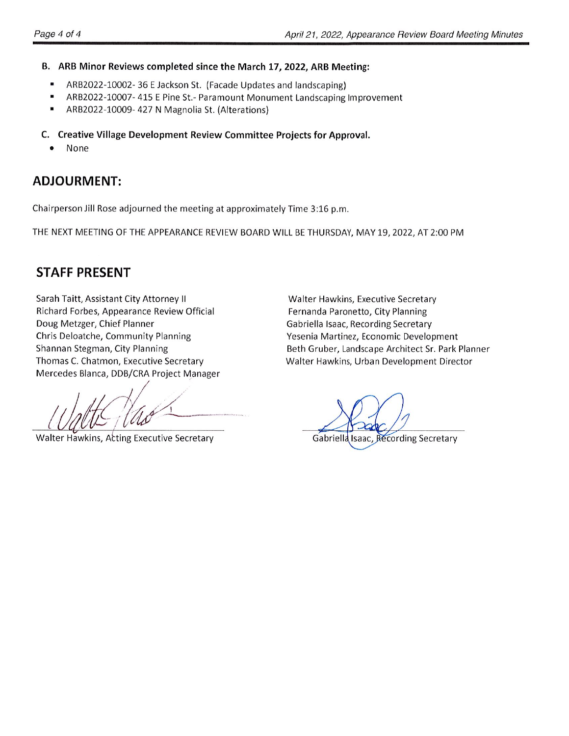**B. ARB Minor Reviews completed since the March 17, 2022, ARB Meeting:**

- ARB2022-10002- 36 E Jackson St. (Facade Updates and landscaping)
- ARB2022-10007- 415 E Pine St.- Paramount Monument Landscaping Improvement
- ARB2022-10009- 427 N Magnolia St. (Alterations)

**C. Creative Village Development Review Committee Projects for Approval.**

- None

## ADJOURMENT:

Chairperson Jill Rose adjourned the meeting at approximately Time 3:16 p.m.

THE NEXT MEETING OF THE APPEARANCE REVIEW BOARD WILL BE THURSDAY, MAY 19, 2022, AT 2:00 PM

## STAFF PRESENT

Sarah Taitt, Assistant City Attorney II
Richard Forbes, Appearance Review Official
Doug Metzger, Chief Planner
Chris Deloatche, Community Planning
Shannan Stegman, City Planning
Thomas C. Chatmon, Executive Secretary
Mercedes Blanca, DDB/CRA Project Manager
Walter Hawkins, Executive Secretary
Fernanda Paronetto, City Planning
Gabriella Isaac, Recording Secretary
Yesenia Martinez, Economic Development
Beth Gruber, Landscape Architect Sr. Park Planner
Walter Hawkins, Urban Development Director

Walter Hawkins, Acting Executive Secretary

Gabriella Isaac, Recording Secretary